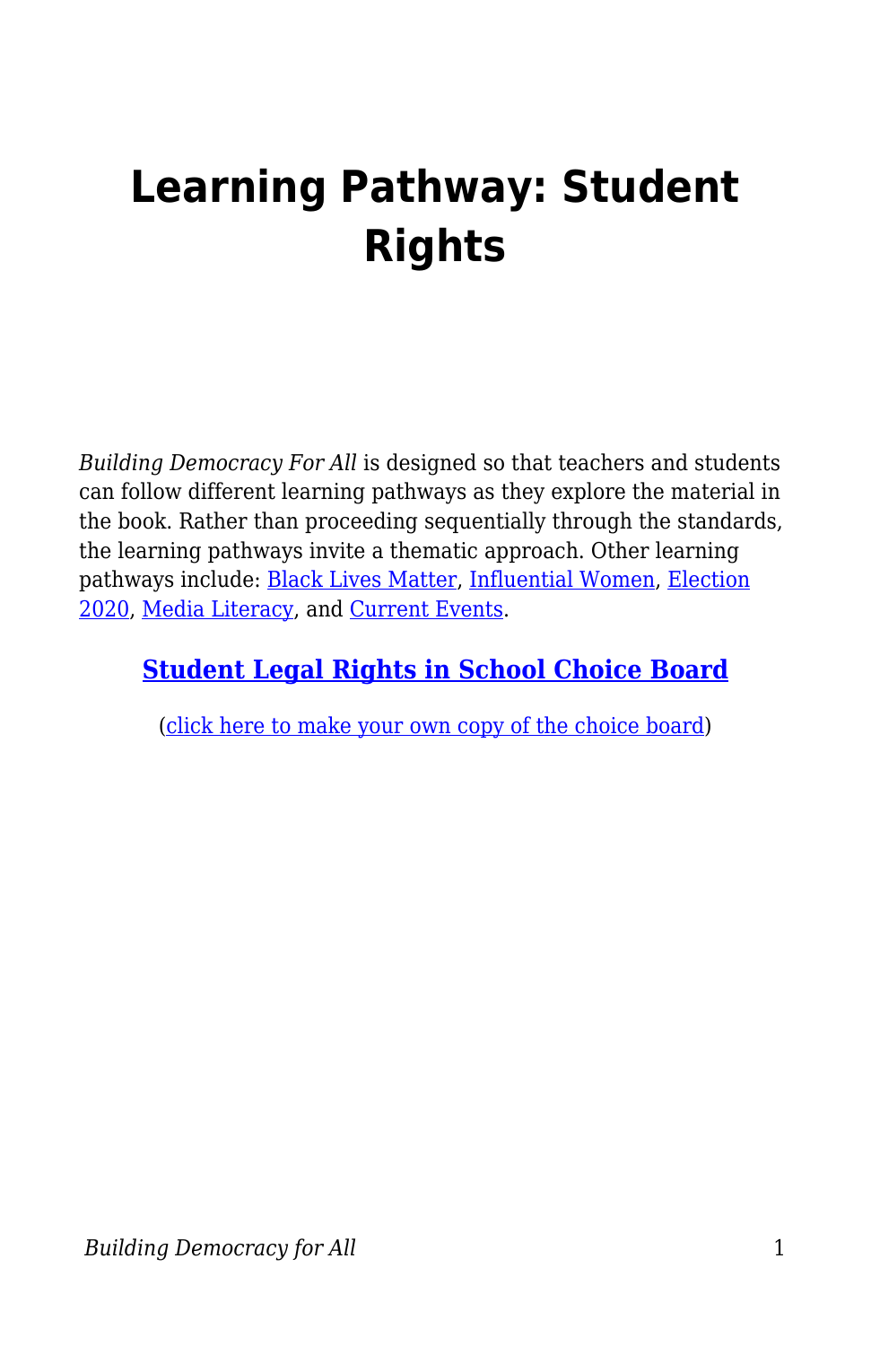# Learning Pathway: Student Rights

*Building Democracy For All* is designed so that teachers and students can follow different learning pathways as they explore the material in the book. Rather than proceeding sequentially through the standards, the learning pathways invite a thematic approach. Other learning pathways include: Black Lives Matter, Influential Women, Election 2020, Media Literacy, and Current Events.

**Student Legal Rights in School Choice Board**

(click here to make your own copy of the choice board)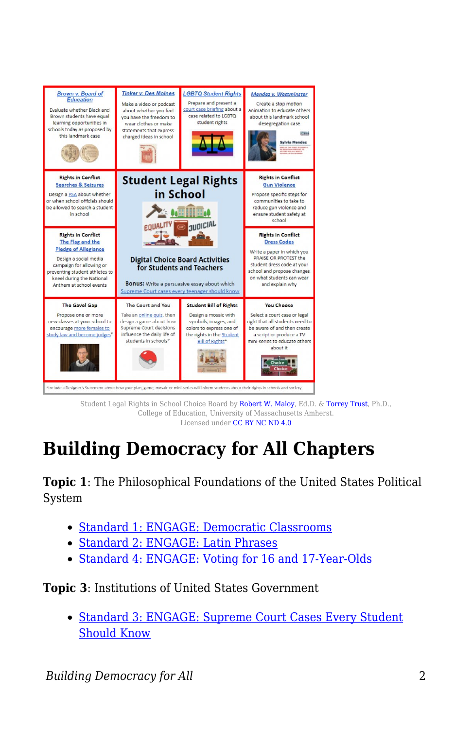Student Legal Rights in School Choice Board by Robert W. Maloy, Ed.D. & Torrey Trust, Ph.D., College of Education, University of Massachusetts Amherst. Licensed under CC BY NC ND 4.0

# Building Democracy for All Chapters

**Topic 1**: The Philosophical Foundations of the United States Political System

- Standard 1: ENGAGE: Democratic Classrooms
- Standard 2: ENGAGE: Latin Phrases
- Standard 4: ENGAGE: Voting for 16 and 17-Year-Olds

**Topic 3**: Institutions of United States Government

- Standard 3: ENGAGE: Supreme Court Cases Every Student Should Know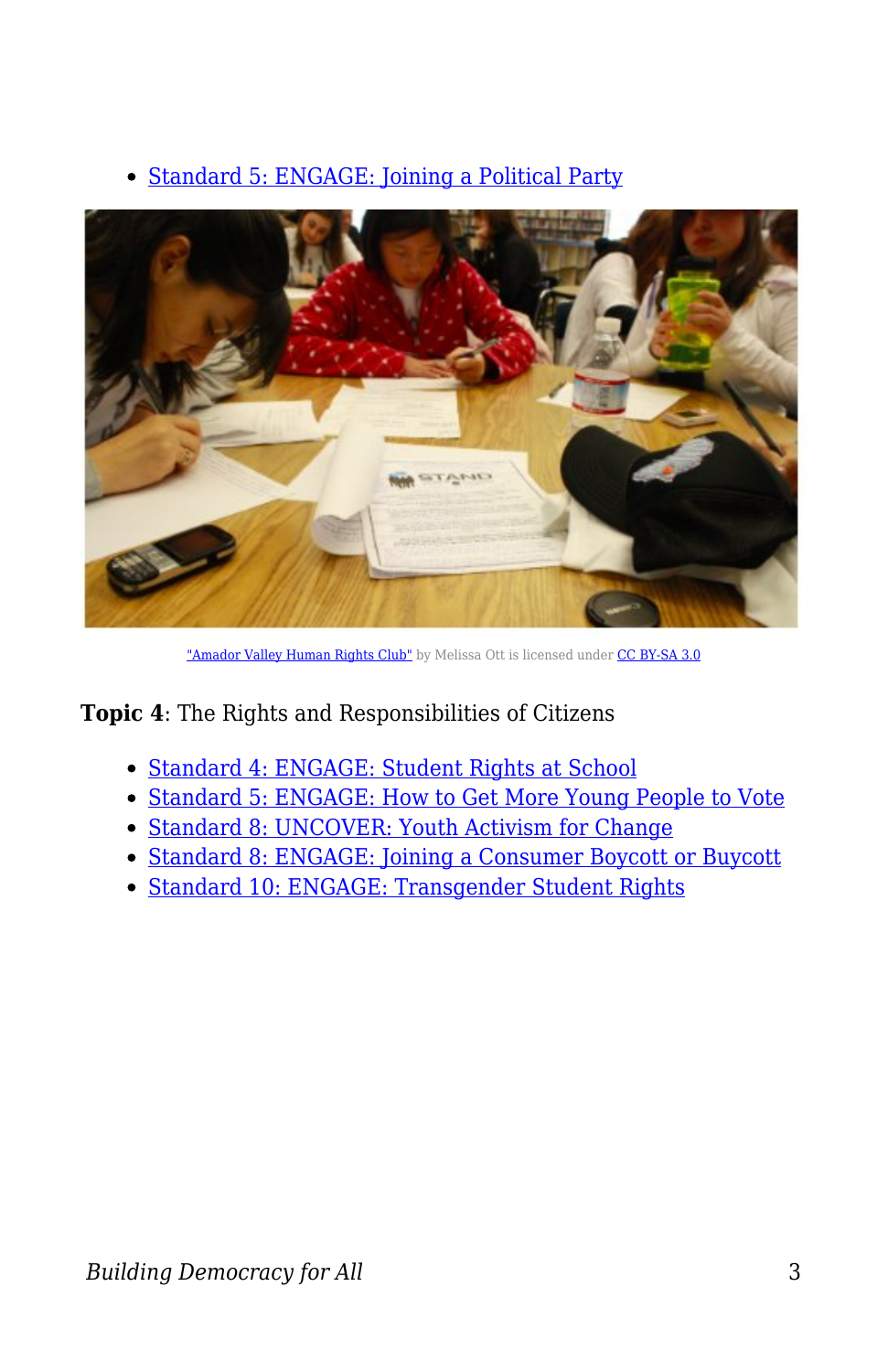- Standard 5: ENGAGE: Joining a Political Party

"Amador Valley Human Rights Club" by Melissa Ott is licensed under CC BY-SA 3.0

**Topic 4**: The Rights and Responsibilities of Citizens

- Standard 4: ENGAGE: Student Rights at School
- Standard 5: ENGAGE: How to Get More Young People to Vote
- Standard 8: UNCOVER: Youth Activism for Change
- Standard 8: ENGAGE: Joining a Consumer Boycott or Buycott
- Standard 10: ENGAGE: Transgender Student Rights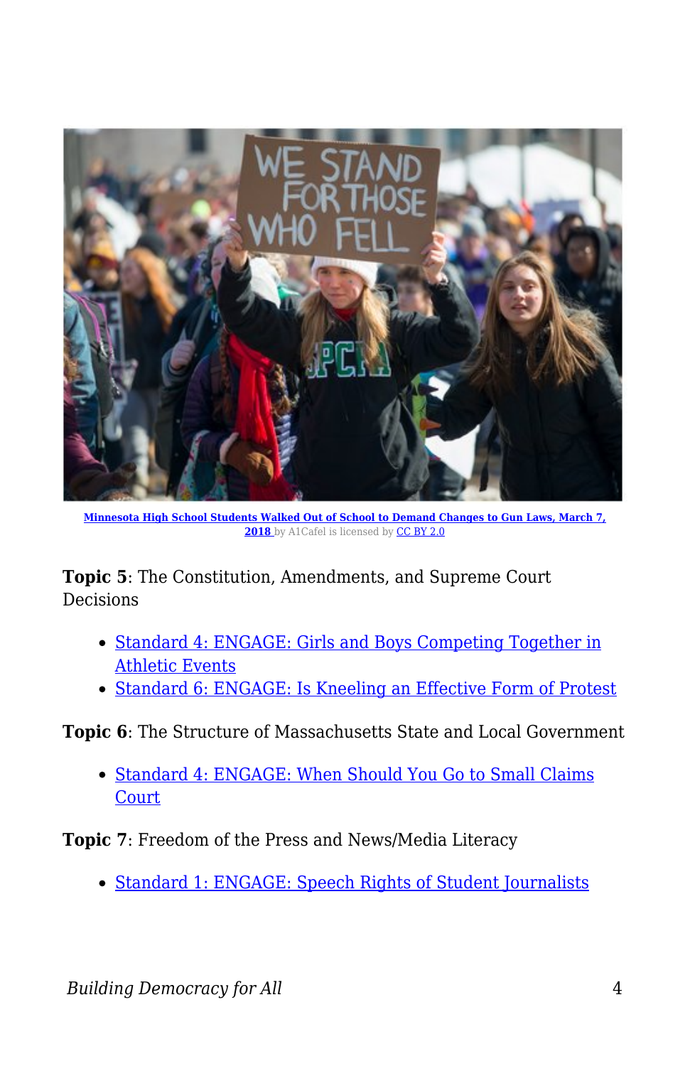[Minnesota High School Students Walked Out of School to Demand Changes to Gun Laws, March 7, 2018](#) by A1Cafel is licensed by [CC BY 2.0](#)

**Topic 5**: The Constitution, Amendments, and Supreme Court Decisions

- Standard 4: ENGAGE: Girls and Boys Competing Together in Athletic Events
- Standard 6: ENGAGE: Is Kneeling an Effective Form of Protest

**Topic 6**: The Structure of Massachusetts State and Local Government

- Standard 4: ENGAGE: When Should You Go to Small Claims Court

**Topic 7**: Freedom of the Press and News/Media Literacy

- Standard 1: ENGAGE: Speech Rights of Student Journalists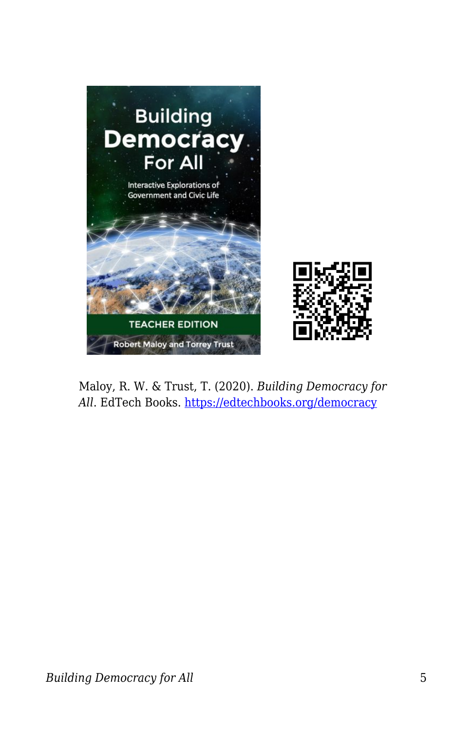Maloy, R. W. & Trust, T. (2020). *Building Democracy for All*. EdTech Books. [https://edtechbooks.org/democracy](https://edtechbooks.org/democracy)